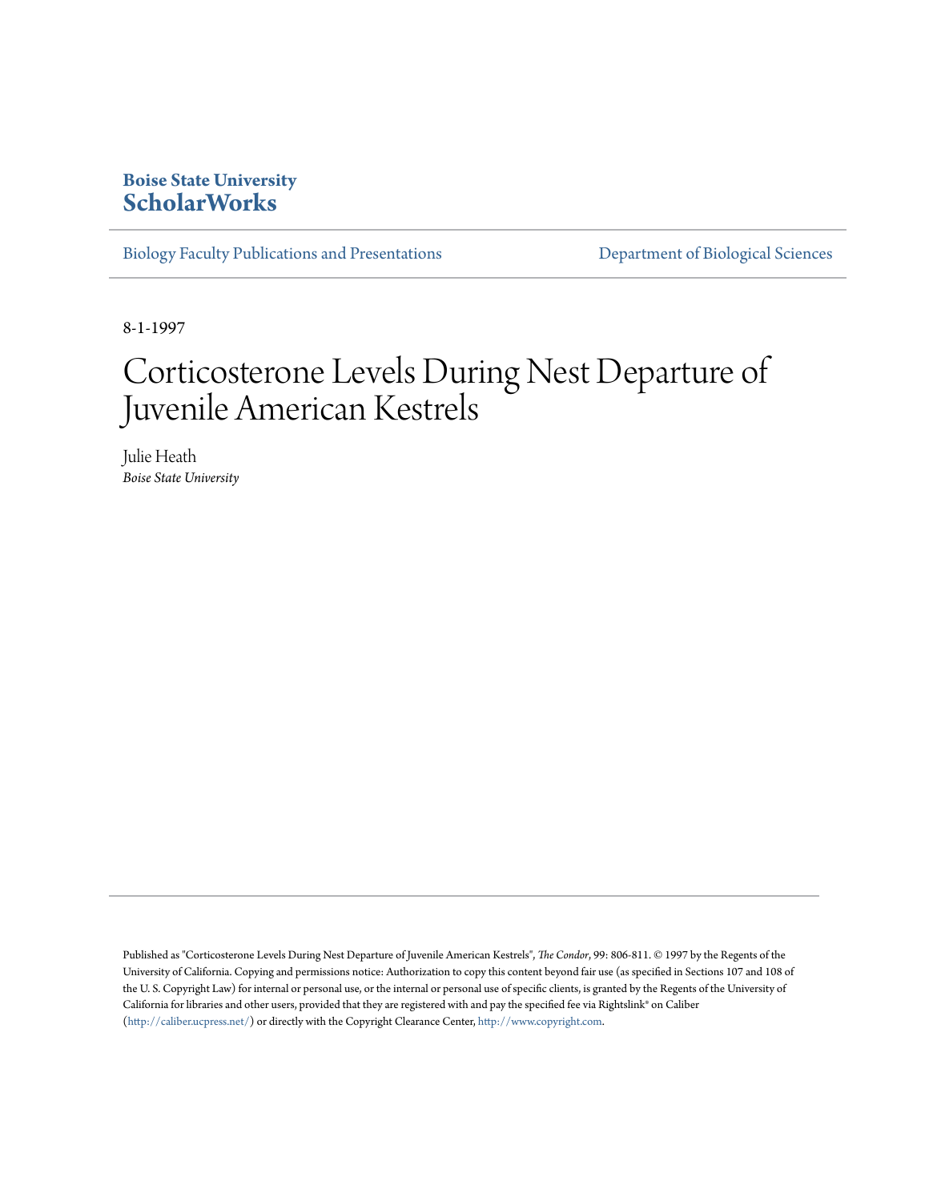**Boise State University**
**ScholarWorks**

Biology Faculty Publications and Presentations

Department of Biological Sciences

8-1-1997

# Corticosterone Levels During Nest Departure of Juvenile American Kestrels

Julie Heath
*Boise State University*

Published as "Corticosterone Levels During Nest Departure of Juvenile American Kestrels", *The Condor*, 99: 806-811. © 1997 by the Regents of the University of California. Copying and permissions notice: Authorization to copy this content beyond fair use (as specified in Sections 107 and 108 of the U. S. Copyright Law) for internal or personal use, or the internal or personal use of specific clients, is granted by the Regents of the University of California for libraries and other users, provided that they are registered with and pay the specified fee via Rightslink® on Caliber (http://caliber.ucpress.net/) or directly with the Copyright Clearance Center, http://www.copyright.com.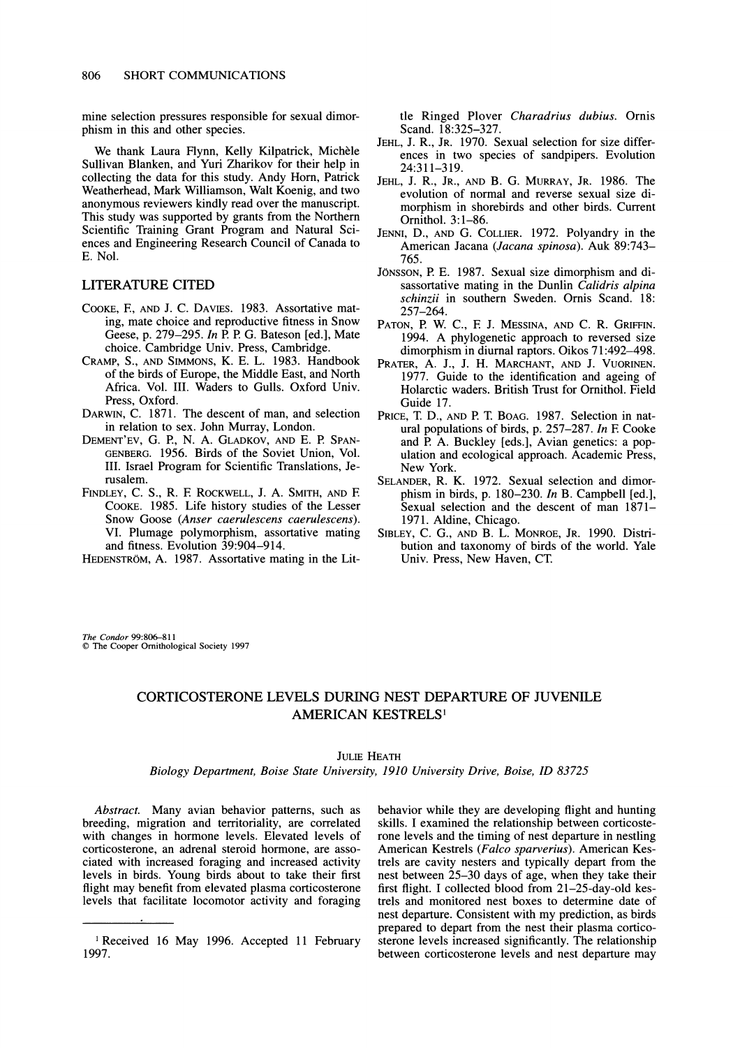mine selection pressures responsible for sexual dimorphism in this and other species.

We thank Laura Flynn, Kelly Kilpatrick, Michèle Sullivan Blanken, and Yuri Zharikov for their help in collecting the data for this study. Andy Horn, Patrick Weatherhead, Mark Williamson, Walt Koenig, and two anonymous reviewers kindly read over the manuscript. This study was supported by grants from the Northern Scientific Training Grant Program and Natural Sciences and Engineering Research Council of Canada to E. Nol.

## LITERATURE CITED

COOKE, F., AND J. C. DAVIES. 1983. Assortative mating, mate choice and reproductive fitness in Snow Geese, p. 279–295. *In* P. P. G. Bateson [ed.], Mate choice. Cambridge Univ. Press, Cambridge.

CRAMP, S., AND SIMMONS, K. E. L. 1983. Handbook of the birds of Europe, the Middle East, and North Africa. Vol. III. Waders to Gulls. Oxford Univ. Press, Oxford.

DARWIN, C. 1871. The descent of man, and selection in relation to sex. John Murray, London.

DEMENT'EV, G. P., N. A. GLADKOV, AND E. P. SPANGENBERG. 1956. Birds of the Soviet Union, Vol. III. Israel Program for Scientific Translations, Jerusalem.

FINDLEY, C. S., R. F. ROCKWELL, J. A. SMITH, AND F. COOKE. 1985. Life history studies of the Lesser Snow Goose (*Anser caerulescens caerulescens*). VI. Plumage polymorphism, assortative mating and fitness. Evolution 39:904–914.

HEDENSTRÖM, A. 1987. Assortative mating in the Little Ringed Plover *Charadrius dubius*. Ornis Scand. 18:325–327.

JEHL, J. R., JR. 1970. Sexual selection for size differences in two species of sandpipers. Evolution 24:311–319.

JEHL, J. R., JR., AND B. G. MURRAY, JR. 1986. The evolution of normal and reverse sexual size dimorphism in shorebirds and other birds. Current Ornithol. 3:1–86.

JENNI, D., AND G. COLLIER. 1972. Polyandry in the American Jacana (*Jacana spinosa*). Auk 89:743–765.

JÖNSSON, P. E. 1987. Sexual size dimorphism and disassortative mating in the Dunlin *Calidris alpina schinzii* in southern Sweden. Ornis Scand. 18: 257–264.

PATON, P. W. C., F. J. MESSINA, AND C. R. GRIFFIN. 1994. A phylogenetic approach to reversed size dimorphism in diurnal raptors. Oikos 71:492–498.

PRATER, A. J., J. H. MARCHANT, AND J. VUORINEN. 1977. Guide to the identification and ageing of Holarctic waders. British Trust for Ornithol. Field Guide 17.

PRICE, T. D., AND P. T. BOAG. 1987. Selection in natural populations of birds, p. 257–287. *In* F. Cooke and P. A. Buckley [eds.], Avian genetics: a population and ecological approach. Academic Press, New York.

SELANDER, R. K. 1972. Sexual selection and dimorphism in birds, p. 180–230. *In* B. Campbell [ed.], Sexual selection and the descent of man 1871–1971. Aldine, Chicago.

SIBLEY, C. G., AND B. L. MONROE, JR. 1990. Distribution and taxonomy of birds of the world. Yale Univ. Press, New Haven, CT.

*The Condor* 99:806–811
© The Cooper Ornithological Society 1997

# CORTICOSTERONE LEVELS DURING NEST DEPARTURE OF JUVENILE AMERICAN KESTRELS[1]

JULIE HEATH

*Biology Department, Boise State University, 1910 University Drive, Boise, ID 83725*

*Abstract.* Many avian behavior patterns, such as breeding, migration and territoriality, are correlated with changes in hormone levels. Elevated levels of corticosterone, an adrenal steroid hormone, are associated with increased foraging and increased activity levels in birds. Young birds about to take their first flight may benefit from elevated plasma corticosterone levels that facilitate locomotor activity and foraging behavior while they are developing flight and hunting skills. I examined the relationship between corticosterone levels and the timing of nest departure in nestling American Kestrels (*Falco sparverius*). American Kestrels are cavity nesters and typically depart from the nest between 25–30 days of age, when they take their first flight. I collected blood from 21–25-day-old kestrels and monitored nest boxes to determine date of nest departure. Consistent with my prediction, as birds prepared to depart from the nest their plasma corticosterone levels increased significantly. The relationship between corticosterone levels and nest departure may

[1] Received 16 May 1996. Accepted 11 February 1997.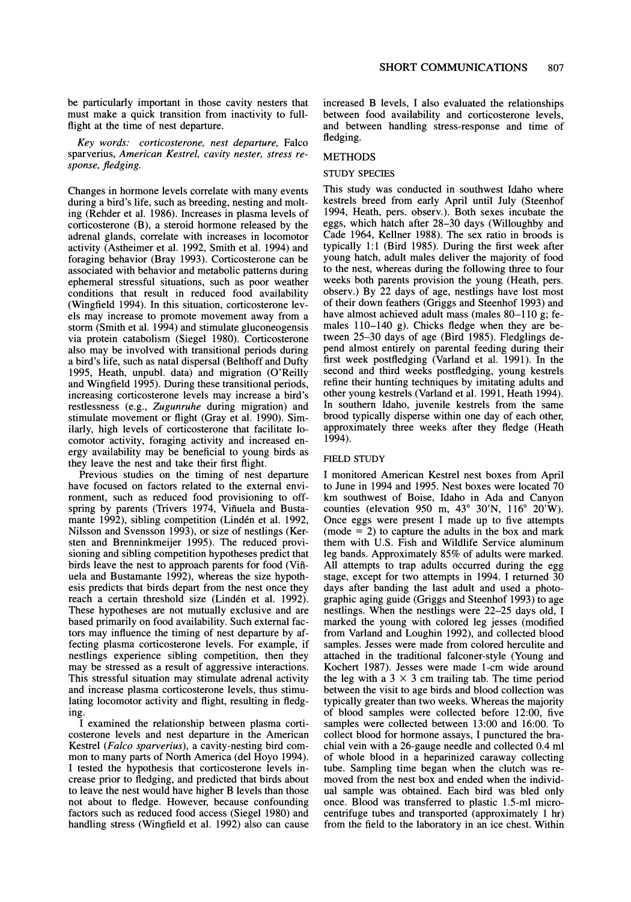be particularly important in those cavity nesters that must make a quick transition from inactivity to full-flight at the time of nest departure.

*Key words: corticosterone, nest departure,* Falco sparverius, *American Kestrel, cavity nester, stress response, fledging.*

Changes in hormone levels correlate with many events during a bird's life, such as breeding, nesting and molting (Rehder et al. 1986). Increases in plasma levels of corticosterone (B), a steroid hormone released by the adrenal glands, correlate with increases in locomotor activity (Astheimer et al. 1992, Smith et al. 1994) and foraging behavior (Bray 1993). Corticosterone can be associated with behavior and metabolic patterns during ephemeral stressful situations, such as poor weather conditions that result in reduced food availability (Wingfield 1994). In this situation, corticosterone levels may increase to promote movement away from a storm (Smith et al. 1994) and stimulate gluconeogensis via protein catabolism (Siegel 1980). Corticosterone also may be involved with transitional periods during a bird's life, such as natal dispersal (Belthoff and Dufty 1995, Heath, unpubl. data) and migration (O'Reilly and Wingfield 1995). During these transitional periods, increasing corticosterone levels may increase a bird's restlessness (e.g., *Zugunruhe* during migration) and stimulate movement or flight (Gray et al. 1990). Similarly, high levels of corticosterone that facilitate locomotor activity, foraging activity and increased energy availability may be beneficial to young birds as they leave the nest and take their first flight.

Previous studies on the timing of nest departure have focused on factors related to the external environment, such as reduced food provisioning to offspring by parents (Trivers 1974, Viñuela and Bustamante 1992), sibling competition (Lindén et al. 1992, Nilsson and Svensson 1993), or size of nestlings (Kersten and Brenninkmeijer 1995). The reduced provisioning and sibling competition hypotheses predict that birds leave the nest to approach parents for food (Viñuela and Bustamante 1992), whereas the size hypothesis predicts that birds depart from the nest once they reach a certain threshold size (Lindén et al. 1992). These hypotheses are not mutually exclusive and are based primarily on food availability. Such external factors may influence the timing of nest departure by affecting plasma corticosterone levels. For example, if nestlings experience sibling competition, then they may be stressed as a result of aggressive interactions. This stressful situation may stimulate adrenal activity and increase plasma corticosterone levels, thus stimulating locomotor activity and flight, resulting in fledging.

I examined the relationship between plasma corticosterone levels and nest departure in the American Kestrel (*Falco sparverius*), a cavity-nesting bird common to many parts of North America (del Hoyo 1994). I tested the hypothesis that corticosterone levels increase prior to fledging, and predicted that birds about to leave the nest would have higher B levels than those not about to fledge. However, because confounding factors such as reduced food access (Siegel 1980) and handling stress (Wingfield et al. 1992) also can cause increased B levels, I also evaluated the relationships between food availability and corticosterone levels, and between handling stress-response and time of fledging.

## METHODS

### STUDY SPECIES

This study was conducted in southwest Idaho where kestrels breed from early April until July (Steenhof 1994, Heath, pers. observ.). Both sexes incubate the eggs, which hatch after 28–30 days (Willoughby and Cade 1964, Kellner 1988). The sex ratio in broods is typically 1:1 (Bird 1985). During the first week after young hatch, adult males deliver the majority of food to the nest, whereas during the following three to four weeks both parents provision the young (Heath, pers. observ.). By 22 days of age, nestlings have lost most of their down feathers (Griggs and Steenhof 1993) and have almost achieved adult mass (males 80–110 g; females 110–140 g). Chicks fledge when they are between 25–30 days of age (Bird 1985). Fledglings depend almost entirely on parental feeding during their first week postfledging (Varland et al. 1991). In the second and third weeks postfledging, young kestrels refine their hunting techniques by imitating adults and other young kestrels (Varland et al. 1991, Heath 1994). In southern Idaho, juvenile kestrels from the same brood typically disperse within one day of each other, approximately three weeks after they fledge (Heath 1994).

### FIELD STUDY

I monitored American Kestrel nest boxes from April to June in 1994 and 1995. Nest boxes were located 70 km southwest of Boise, Idaho in Ada and Canyon counties (elevation 950 m, 43° 30′N, 116° 20′W). Once eggs were present I made up to five attempts (mode = 2) to capture the adults in the box and mark them with U.S. Fish and Wildlife Service aluminum leg bands. Approximately 85% of adults were marked. All attempts to trap adults occurred during the egg stage, except for two attempts in 1994. I returned 30 days after banding the last adult and used a photographic aging guide (Griggs and Steenhof 1993) to age nestlings. When the nestlings were 22–25 days old, I marked the young with colored leg jesses (modified from Varland and Loughin 1992), and collected blood samples. Jesses were made from colored herculite and attached in the traditional falconer-style (Young and Kochert 1987). Jesses were made 1-cm wide around the leg with a 3 × 3 cm trailing tab. The time period between the visit to age birds and blood collection was typically greater than two weeks. Whereas the majority of blood samples were collected before 12:00, five samples were collected between 13:00 and 16:00. To collect blood for hormone assays, I punctured the brachial vein with a 26-gauge needle and collected 0.4 ml of whole blood in a heparinized caraway collecting tube. Sampling time began when the clutch was removed from the nest box and ended when the individual sample was obtained. Each bird was bled only once. Blood was transferred to plastic 1.5-ml microcentrifuge tubes and transported (approximately 1 hr) from the field to the laboratory in an ice chest. Within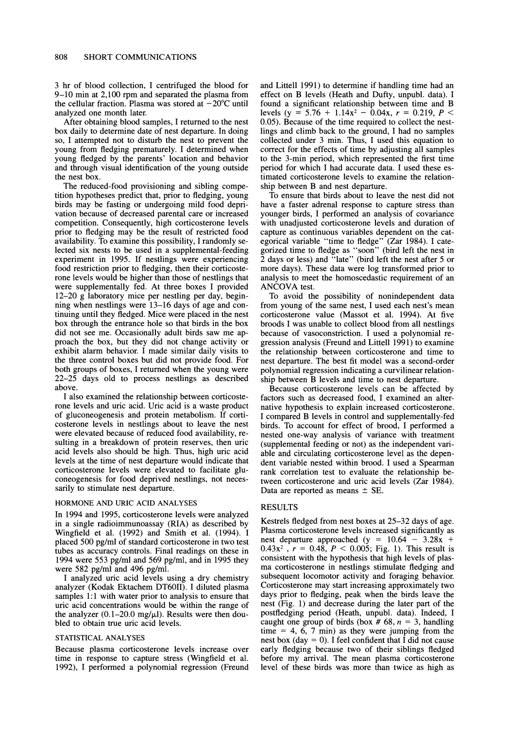3 hr of blood collection, I centrifuged the blood for 9–10 min at 2,100 rpm and separated the plasma from the cellular fraction. Plasma was stored at −20°C until analyzed one month later.

After obtaining blood samples, I returned to the nest box daily to determine date of nest departure. In doing so, I attempted not to disturb the nest to prevent the young from fledging prematurely. I determined when young fledged by the parents' location and behavior and through visual identification of the young outside the nest box.

The reduced-food provisioning and sibling competition hypotheses predict that, prior to fledging, young birds may be fasting or undergoing mild food deprivation because of decreased parental care or increased competition. Consequently, high corticosterone levels prior to fledging may be the result of restricted food availability. To examine this possibility, I randomly selected six nests to be used in a supplemental-feeding experiment in 1995. If nestlings were experiencing food restriction prior to fledging, then their corticosterone levels would be higher than those of nestlings that were supplementally fed. At three boxes I provided 12–20 g laboratory mice per nestling per day, beginning when nestlings were 13–16 days of age and continuing until they fledged. Mice were placed in the nest box through the entrance hole so that birds in the box did not see me. Occasionally adult birds saw me approach the box, but they did not change activity or exhibit alarm behavior. I made similar daily visits to the three control boxes but did not provide food. For both groups of boxes, I returned when the young were 22–25 days old to process nestlings as described above.

I also examined the relationship between corticosterone levels and uric acid. Uric acid is a waste product of gluconeogenesis and protein metabolism. If corticosterone levels in nestlings about to leave the nest were elevated because of reduced food availability, resulting in a breakdown of protein reserves, then uric acid levels also should be high. Thus, high uric acid levels at the time of nest departure would indicate that corticosterone levels were elevated to facilitate gluconeogenesis for food deprived nestlings, not necessarily to stimulate nest departure.

## HORMONE AND URIC ACID ANALYSES

In 1994 and 1995, corticosterone levels were analyzed in a single radioimmunoassay (RIA) as described by Wingfield et al. (1992) and Smith et al. (1994). I placed 500 pg/ml of standard corticosterone in two test tubes as accuracy controls. Final readings on these in 1994 were 553 pg/ml and 569 pg/ml, and in 1995 they were 582 pg/ml and 496 pg/ml.

I analyzed uric acid levels using a dry chemistry analyzer (Kodak Ektachem DT60II). I diluted plasma samples 1:1 with water prior to analysis to ensure that uric acid concentrations would be within the range of the analyzer (0.1–20.0 mg/μl). Results were then doubled to obtain true uric acid levels.

## STATISTICAL ANALYSES

Because plasma corticosterone levels increase over time in response to capture stress (Wingfield et al. 1992), I performed a polynomial regression (Freund and Littell 1991) to determine if handling time had an effect on B levels (Heath and Dufty, unpubl. data). I found a significant relationship between time and B levels ($y = 5.76 + 1.14x^2 - 0.04x$, $r = 0.219$, $P < 0.05$). Because of the time required to collect the nestlings and climb back to the ground, I had no samples collected under 3 min. Thus, I used this equation to correct for the effects of time by adjusting all samples to the 3-min period, which represented the first time period for which I had accurate data. I used these estimated corticosterone levels to examine the relationship between B and nest departure.

To ensure that birds about to leave the nest did not have a faster adrenal response to capture stress than younger birds, I performed an analysis of covariance with unadjusted corticosterone levels and duration of capture as continuous variables dependent on the categorical variable "time to fledge" (Zar 1984). I categorized time to fledge as "soon" (bird left the nest in 2 days or less) and "late" (bird left the nest after 5 or more days). These data were log transformed prior to analysis to meet the homoscedastic requirement of an ANCOVA test.

To avoid the possibility of nonindependent data from young of the same nest, I used each nest's mean corticosterone value (Massot et al. 1994). At five broods I was unable to collect blood from all nestlings because of vasoconstriction. I used a polynomial regression analysis (Freund and Littell 1991) to examine the relationship between corticosterone and time to nest departure. The best fit model was a second-order polynomial regression indicating a curvilinear relationship between B levels and time to nest departure.

Because corticosterone levels can be affected by factors such as decreased food, I examined an alternative hypothesis to explain increased corticosterone. I compared B levels in control and supplementally-fed birds. To account for effect of brood, I performed a nested one-way analysis of variance with treatment (supplemental feeding or not) as the independent variable and circulating corticosterone level as the dependent variable nested within brood. I used a Spearman rank correlation test to evaluate the relationship between corticosterone and uric acid levels (Zar 1984). Data are reported as means ± SE.

## RESULTS

Kestrels fledged from nest boxes at 25–32 days of age. Plasma corticosterone levels increased significantly as nest departure approached ($y = 10.64 - 3.28x + 0.43x^2$, $r = 0.48$, $P < 0.005$; Fig. 1). This result is consistent with the hypothesis that high levels of plasma corticosterone in nestlings stimulate fledging and subsequent locomotor activity and foraging behavior. Corticosterone may start increasing approximately two days prior to fledging, peak when the birds leave the nest (Fig. 1) and decrease during the later part of the postfledging period (Heath, unpubl. data). Indeed, I caught one group of birds (box # 68, $n = 3$, handling time = 4, 6, 7 min) as they were jumping from the nest box (day = 0). I feel confident that I did not cause early fledging because two of their siblings fledged before my arrival. The mean plasma corticosterone level of these birds was more than twice as high as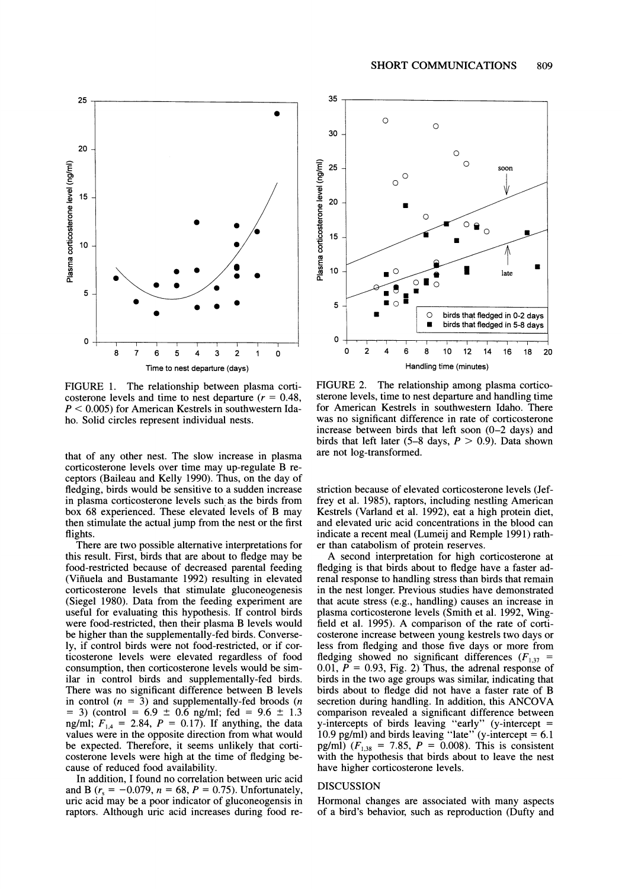FIGURE 1. The relationship between plasma corticosterone levels and time to nest departure ($r = 0.48$, $P < 0.005$) for American Kestrels in southwestern Idaho. Solid circles represent individual nests.

FIGURE 2. The relationship among plasma corticosterone levels, time to nest departure and handling time for American Kestrels in southwestern Idaho. There was no significant difference in rate of corticosterone increase between birds that left soon (0–2 days) and birds that left later (5–8 days, $P > 0.9$). Data shown are not log-transformed.

that of any other nest. The slow increase in plasma corticosterone levels over time may up-regulate B receptors (Baileau and Kelly 1990). Thus, on the day of fledging, birds would be sensitive to a sudden increase in plasma corticosterone levels such as the birds from box 68 experienced. These elevated levels of B may then stimulate the actual jump from the nest or the first flights.

There are two possible alternative interpretations for this result. First, birds that are about to fledge may be food-restricted because of decreased parental feeding (Viñuela and Bustamante 1992) resulting in elevated corticosterone levels that stimulate gluconeogenesis (Siegel 1980). Data from the feeding experiment are useful for evaluating this hypothesis. If control birds were food-restricted, then their plasma B levels would be higher than the supplementally-fed birds. Conversely, if control birds were not food-restricted, or if corticosterone levels were elevated regardless of food consumption, then corticosterone levels would be similar in control birds and supplementally-fed birds. There was no significant difference between B levels in control ($n$ = 3) and supplementally-fed broods ($n$ = 3) (control = 6.9 ± 0.6 ng/ml; fed = 9.6 ± 1.3 ng/ml; $F_{1,4} = 2.84$, $P = 0.17$). If anything, the data values were in the opposite direction from what would be expected. Therefore, it seems unlikely that corticosterone levels were high at the time of fledging because of reduced food availability.

In addition, I found no correlation between uric acid and B ($r_s = -0.079$, $n = 68$, $P = 0.75$). Unfortunately, uric acid may be a poor indicator of gluconeogensis in raptors. Although uric acid increases during food restriction because of elevated corticosterone levels (Jeffrey et al. 1985), raptors, including nestling American Kestrels (Varland et al. 1992), eat a high protein diet, and elevated uric acid concentrations in the blood can indicate a recent meal (Lumeij and Remple 1991) rather than catabolism of protein reserves.

A second interpretation for high corticosterone at fledging is that birds about to fledge have a faster adrenal response to handling stress than birds that remain in the nest longer. Previous studies have demonstrated that acute stress (e.g., handling) causes an increase in plasma corticosterone levels (Smith et al. 1992, Wingfield et al. 1995). A comparison of the rate of corticosterone increase between young kestrels two days or less from fledging and those five days or more from fledging showed no significant differences ($F_{1,37}$ = 0.01, $P = 0.93$, Fig. 2) Thus, the adrenal response of birds in the two age groups was similar, indicating that birds about to fledge did not have a faster rate of B secretion during handling. In addition, this ANCOVA comparison revealed a significant difference between y-intercepts of birds leaving "early" (y-intercept = 10.9 pg/ml) and birds leaving "late" (y-intercept = 6.1 pg/ml) ($F_{1,38} = 7.85$, $P = 0.008$). This is consistent with the hypothesis that birds about to leave the nest have higher corticosterone levels.

## DISCUSSION

Hormonal changes are associated with many aspects of a bird's behavior, such as reproduction (Dufty and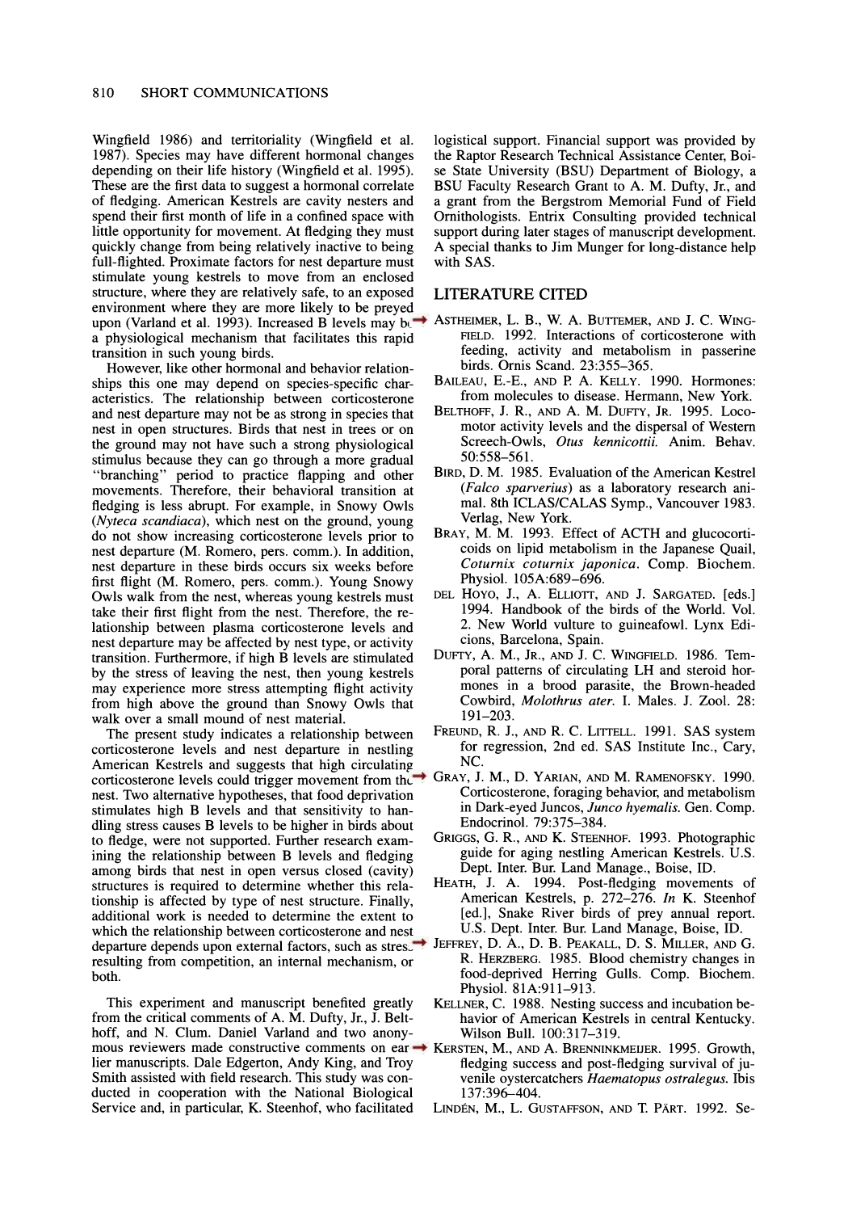Wingfield 1986) and territoriality (Wingfield et al. 1987). Species may have different hormonal changes depending on their life history (Wingfield et al. 1995). These are the first data to suggest a hormonal correlate of fledging. American Kestrels are cavity nesters and spend their first month of life in a confined space with little opportunity for movement. At fledging they must quickly change from being relatively inactive to being full-flighted. Proximate factors for nest departure must stimulate young kestrels to move from an enclosed structure, where they are relatively safe, to an exposed environment where they are more likely to be preyed upon (Varland et al. 1993). Increased B levels may be a physiological mechanism that facilitates this rapid transition in such young birds.

However, like other hormonal and behavior relationships this one may depend on species-specific characteristics. The relationship between corticosterone and nest departure may not be as strong in species that nest in open structures. Birds that nest in trees or on the ground may not have such a strong physiological stimulus because they can go through a more gradual "branching" period to practice flapping and other movements. Therefore, their behavioral transition at fledging is less abrupt. For example, in Snowy Owls (*Nyteca scandiaca*), which nest on the ground, young do not show increasing corticosterone levels prior to nest departure (M. Romero, pers. comm.). In addition, nest departure in these birds occurs six weeks before first flight (M. Romero, pers. comm.). Young Snowy Owls walk from the nest, whereas young kestrels must take their first flight from the nest. Therefore, the relationship between plasma corticosterone levels and nest departure may be affected by nest type, or activity transition. Furthermore, if high B levels are stimulated by the stress of leaving the nest, then young kestrels may experience more stress attempting flight activity from high above the ground than Snowy Owls that walk over a small mound of nest material.

The present study indicates a relationship between corticosterone levels and nest departure in nestling American Kestrels and suggests that high circulating corticosterone levels could trigger movement from the nest. Two alternative hypotheses, that food deprivation stimulates high B levels and that sensitivity to handling stress causes B levels to be higher in birds about to fledge, were not supported. Further research examining the relationship between B levels and fledging among birds that nest in open versus closed (cavity) structures is required to determine whether this relationship is affected by type of nest structure. Finally, additional work is needed to determine the extent to which the relationship between corticosterone and nest departure depends upon external factors, such as stress resulting from competition, an internal mechanism, or both.

This experiment and manuscript benefited greatly from the critical comments of A. M. Dufty, Jr., J. Belthoff, and N. Clum. Daniel Varland and two anonymous reviewers made constructive comments on earlier manuscripts. Dale Edgerton, Andy King, and Troy Smith assisted with field research. This study was conducted in cooperation with the National Biological Service and, in particular, K. Steenhof, who facilitated logistical support. Financial support was provided by the Raptor Research Technical Assistance Center, Boise State University (BSU) Department of Biology, a BSU Faculty Research Grant to A. M. Dufty, Jr., and a grant from the Bergstrom Memorial Fund of Field Ornithologists. Entrix Consulting provided technical support during later stages of manuscript development. A special thanks to Jim Munger for long-distance help with SAS.

## LITERATURE CITED

ASTHEIMER, L. B., W. A. BUTTEMER, AND J. C. WINGFIELD. 1992. Interactions of corticosterone with feeding, activity and metabolism in passerine birds. Ornis Scand. 23:355–365.

BAILEAU, E.-E., AND P. A. KELLY. 1990. Hormones: from molecules to disease. Hermann, New York.

BELTHOFF, J. R., AND A. M. DUFTY, JR. 1995. Locomotor activity levels and the dispersal of Western Screech-Owls, *Otus kennicottii*. Anim. Behav. 50:558–561.

BIRD, D. M. 1985. Evaluation of the American Kestrel (*Falco sparverius*) as a laboratory research animal. 8th ICLAS/CALAS Symp., Vancouver 1983. Verlag, New York.

BRAY, M. M. 1993. Effect of ACTH and glucocorticoids on lipid metabolism in the Japanese Quail, *Coturnix coturnix japonica*. Comp. Biochem. Physiol. 105A:689–696.

DEL HOYO, J., A. ELLIOTT, AND J. SARGATED. [eds.] 1994. Handbook of the birds of the World. Vol. 2. New World vulture to guineafowl. Lynx Edicions, Barcelona, Spain.

DUFTY, A. M., JR., AND J. C. WINGFIELD. 1986. Temporal patterns of circulating LH and steroid hormones in a brood parasite, the Brown-headed Cowbird, *Molothrus ater*. I. Males. J. Zool. 28: 191–203.

FREUND, R. J., AND R. C. LITTELL. 1991. SAS system for regression, 2nd ed. SAS Institute Inc., Cary, NC.

GRAY, J. M., D. YARIAN, AND M. RAMENOFSKY. 1990. Corticosterone, foraging behavior, and metabolism in Dark-eyed Juncos, *Junco hyemalis*. Gen. Comp. Endocrinol. 79:375–384.

GRIGGS, G. R., AND K. STEENHOF. 1993. Photographic guide for aging nestling American Kestrels. U.S. Dept. Inter. Bur. Land Manage., Boise, ID.

HEATH, J. A. 1994. Post-fledging movements of American Kestrels, p. 272–276. *In* K. Steenhof [ed.], Snake River birds of prey annual report. U.S. Dept. Inter. Bur. Land Manage, Boise, ID.

JEFFREY, D. A., D. B. PEAKALL, D. S. MILLER, AND G. R. HERZBERG. 1985. Blood chemistry changes in food-deprived Herring Gulls. Comp. Biochem. Physiol. 81A:911–913.

KELLNER, C. 1988. Nesting success and incubation behavior of American Kestrels in central Kentucky. Wilson Bull. 100:317–319.

KERSTEN, M., AND A. BRENNINKMEIJER. 1995. Growth, fledging success and post-fledging survival of juvenile oystercatchers *Haematopus ostralegus*. Ibis 137:396–404.

LINDÉN, M., L. GUSTAFFSON, AND T. PÄRT. 1992. Se-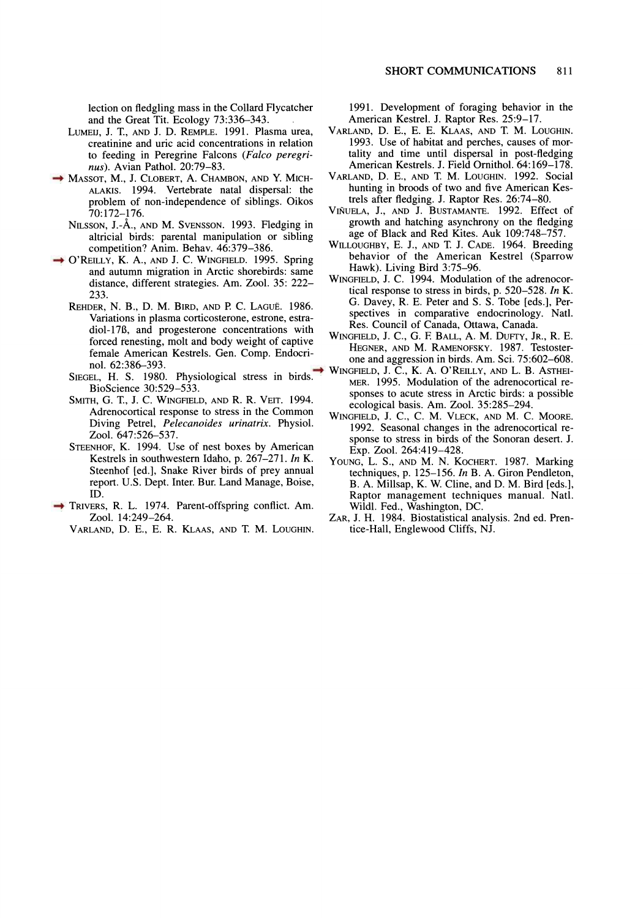lection on fledgling mass in the Collard Flycatcher and the Great Tit. Ecology 73:336–343.

LUMEIJ, J. T., AND J. D. REMPLE. 1991. Plasma urea, creatinine and uric acid concentrations in relation to feeding in Peregrine Falcons (*Falco peregrinus*). Avian Pathol. 20:79–83.

MASSOT, M., J. CLOBERT, A. CHAMBON, AND Y. MICHALAKIS. 1994. Vertebrate natal dispersal: the problem of non-independence of siblings. Oikos 70:172–176.

NILSSON, J.-Å., AND M. SVENSSON. 1993. Fledging in altricial birds: parental manipulation or sibling competition? Anim. Behav. 46:379–386.

O'REILLY, K. A., AND J. C. WINGFIELD. 1995. Spring and autumn migration in Arctic shorebirds: same distance, different strategies. Am. Zool. 35: 222–233.

REHDER, N. B., D. M. BIRD, AND P. C. LAGUË. 1986. Variations in plasma corticosterone, estrone, estradiol-17ß, and progesterone concentrations with forced renesting, molt and body weight of captive female American Kestrels. Gen. Comp. Endocrinol. 62:386–393.

SIEGEL, H. S. 1980. Physiological stress in birds. BioScience 30:529–533.

SMITH, G. T., J. C. WINGFIELD, AND R. R. VEIT. 1994. Adrenocortical response to stress in the Common Diving Petrel, *Pelecanoides urinatrix*. Physiol. Zool. 647:526–537.

STEENHOF, K. 1994. Use of nest boxes by American Kestrels in southwestern Idaho, p. 267–271. *In* K. Steenhof [ed.], Snake River birds of prey annual report. U.S. Dept. Inter. Bur. Land Manage, Boise, ID.

TRIVERS, R. L. 1974. Parent-offspring conflict. Am. Zool. 14:249–264.

VARLAND, D. E., E. R. KLAAS, AND T. M. LOUGHIN. 1991. Development of foraging behavior in the American Kestrel. J. Raptor Res. 25:9–17.

VARLAND, D. E., E. E. KLAAS, AND T. M. LOUGHIN. 1993. Use of habitat and perches, causes of mortality and time until dispersal in post-fledging American Kestrels. J. Field Ornithol. 64:169–178.

VARLAND, D. E., AND T. M. LOUGHIN. 1992. Social hunting in broods of two and five American Kestrels after fledging. J. Raptor Res. 26:74–80.

VIÑUELA, J., AND J. BUSTAMANTE. 1992. Effect of growth and hatching asynchrony on the fledging age of Black and Red Kites. Auk 109:748–757.

WILLOUGHBY, E. J., AND T. J. CADE. 1964. Breeding behavior of the American Kestrel (Sparrow Hawk). Living Bird 3:75–96.

WINGFIELD, J. C. 1994. Modulation of the adrenocortical response to stress in birds, p. 520–528. *In* K. G. Davey, R. E. Peter and S. S. Tobe [eds.], Perspectives in comparative endocrinology. Natl. Res. Council of Canada, Ottawa, Canada.

WINGFIELD, J. C., G. F. BALL, A. M. DUFTY, JR., R. E. HEGNER, AND M. RAMENOFSKY. 1987. Testosterone and aggression in birds. Am. Sci. 75:602–608.

WINGFIELD, J. C., K. A. O'REILLY, AND L. B. ASTHEIMER. 1995. Modulation of the adrenocortical responses to acute stress in Arctic birds: a possible ecological basis. Am. Zool. 35:285–294.

WINGFIELD, J. C., C. M. VLECK, AND M. C. MOORE. 1992. Seasonal changes in the adrenocortical response to stress in birds of the Sonoran desert. J. Exp. Zool. 264:419–428.

YOUNG, L. S., AND M. N. KOCHERT. 1987. Marking techniques, p. 125–156. *In* B. A. Giron Pendleton, B. A. Millsap, K. W. Cline, and D. M. Bird [eds.], Raptor management techniques manual. Natl. Wildl. Fed., Washington, DC.

ZAR, J. H. 1984. Biostatistical analysis. 2nd ed. Prentice-Hall, Englewood Cliffs, NJ.